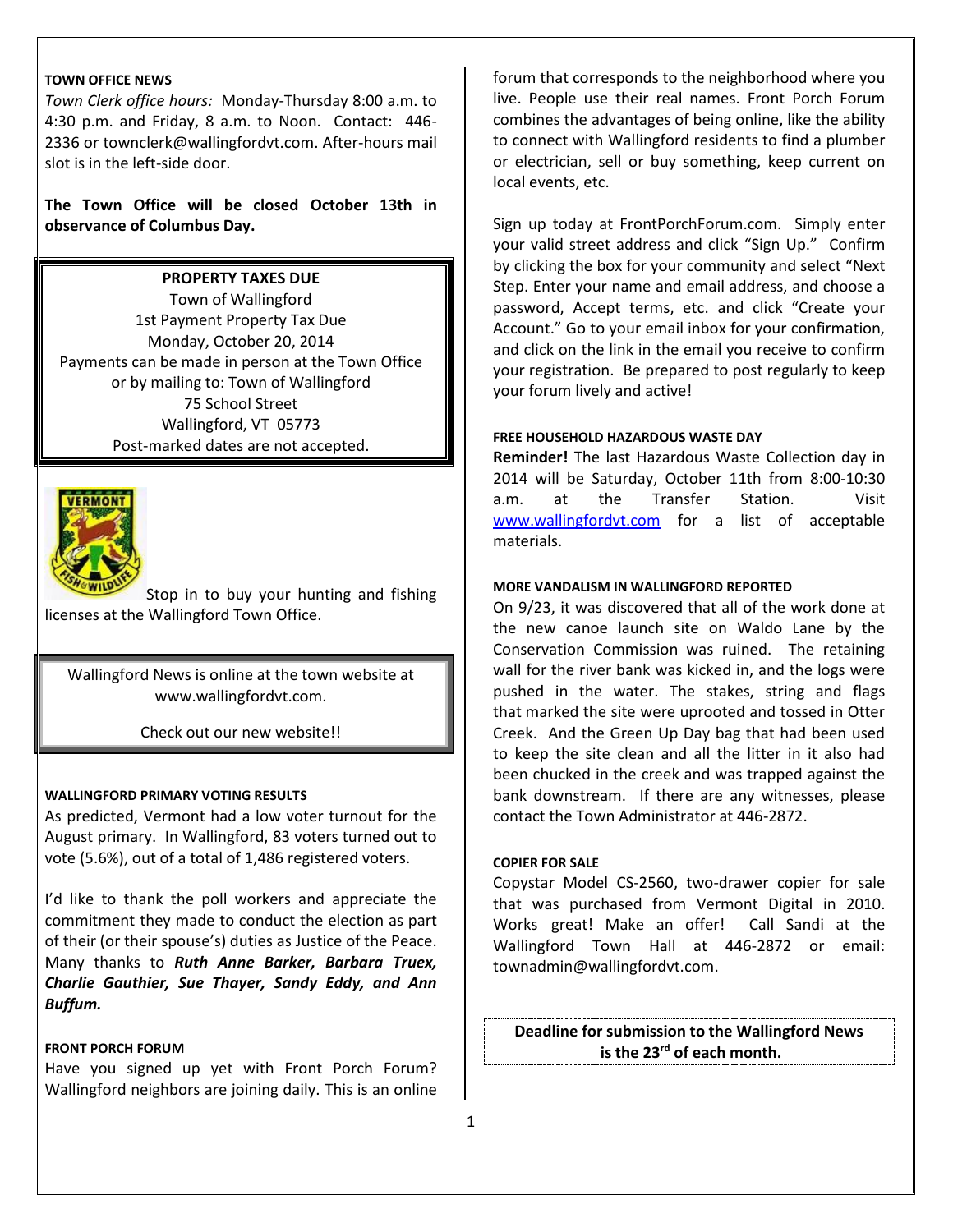**TOWN OFFICE NEWS**

*Town Clerk office hours:* Monday-Thursday 8:00 a.m. to 4:30 p.m. and Friday, 8 a.m. to Noon. Contact: 446-2336 or townclerk@wallingfordvt.com. After-hours mail slot is in the left-side door.

**The Town Office will be closed October 13th in observance of Columbus Day.**

**PROPERTY TAXES DUE**
Town of Wallingford
1st Payment Property Tax Due
Monday, October 20, 2014
Payments can be made in person at the Town Office or by mailing to: Town of Wallingford
75 School Street
Wallingford, VT 05773
Post-marked dates are not accepted.

Stop in to buy your hunting and fishing licenses at the Wallingford Town Office.

Wallingford News is online at the town website at www.wallingfordvt.com.

Check out our new website!!

**WALLINGFORD PRIMARY VOTING RESULTS**

As predicted, Vermont had a low voter turnout for the August primary. In Wallingford, 83 voters turned out to vote (5.6%), out of a total of 1,486 registered voters.

I'd like to thank the poll workers and appreciate the commitment they made to conduct the election as part of their (or their spouse's) duties as Justice of the Peace. Many thanks to ***Ruth Anne Barker, Barbara Truex, Charlie Gauthier, Sue Thayer, Sandy Eddy, and Ann Buffum.***

**FRONT PORCH FORUM**

Have you signed up yet with Front Porch Forum? Wallingford neighbors are joining daily. This is an online forum that corresponds to the neighborhood where you live. People use their real names. Front Porch Forum combines the advantages of being online, like the ability to connect with Wallingford residents to find a plumber or electrician, sell or buy something, keep current on local events, etc.

Sign up today at FrontPorchForum.com. Simply enter your valid street address and click "Sign Up." Confirm by clicking the box for your community and select "Next Step. Enter your name and email address, and choose a password, Accept terms, etc. and click "Create your Account." Go to your email inbox for your confirmation, and click on the link in the email you receive to confirm your registration. Be prepared to post regularly to keep your forum lively and active!

**FREE HOUSEHOLD HAZARDOUS WASTE DAY**

**Reminder!** The last Hazardous Waste Collection day in 2014 will be Saturday, October 11th from 8:00-10:30 a.m. at the Transfer Station. Visit www.wallingfordvt.com for a list of acceptable materials.

**MORE VANDALISM IN WALLINGFORD REPORTED**

On 9/23, it was discovered that all of the work done at the new canoe launch site on Waldo Lane by the Conservation Commission was ruined. The retaining wall for the river bank was kicked in, and the logs were pushed in the water. The stakes, string and flags that marked the site were uprooted and tossed in Otter Creek. And the Green Up Day bag that had been used to keep the site clean and all the litter in it also had been chucked in the creek and was trapped against the bank downstream. If there are any witnesses, please contact the Town Administrator at 446-2872.

**COPIER FOR SALE**

Copystar Model CS-2560, two-drawer copier for sale that was purchased from Vermont Digital in 2010. Works great! Make an offer! Call Sandi at the Wallingford Town Hall at 446-2872 or email: townadmin@wallingfordvt.com.

**Deadline for submission to the Wallingford News is the 23rd of each month.**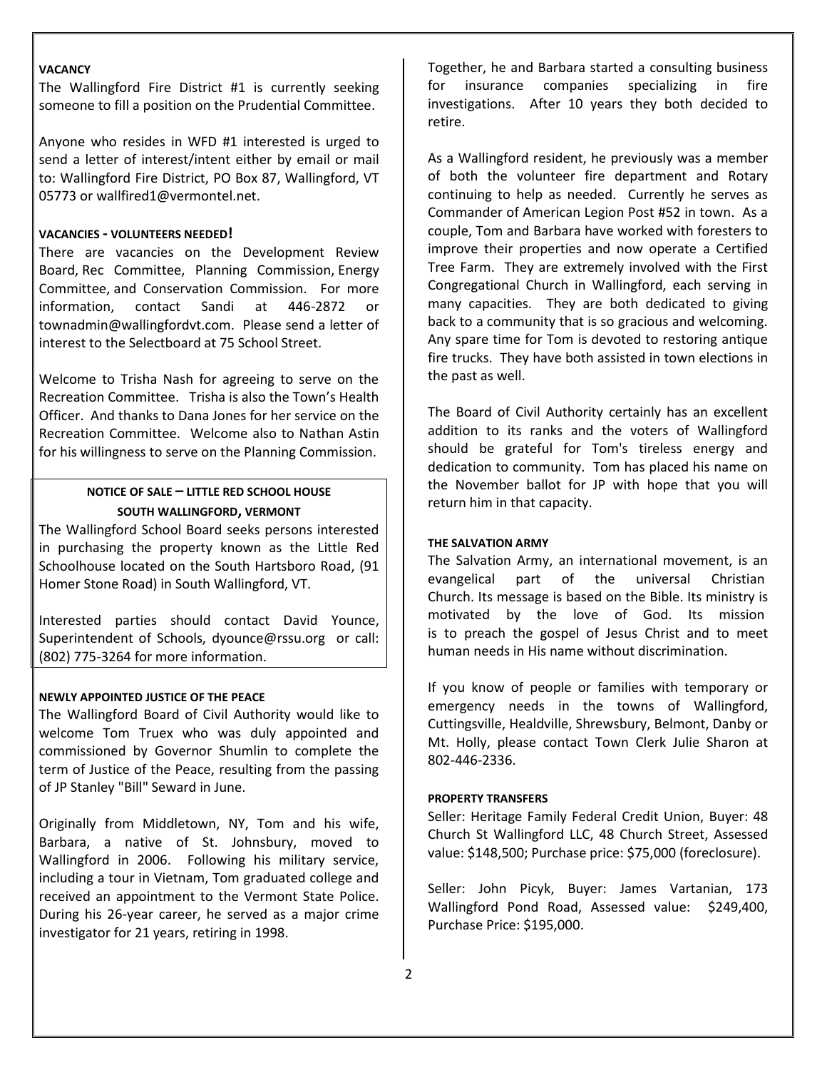### VACANCY

The Wallingford Fire District #1 is currently seeking someone to fill a position on the Prudential Committee.

Anyone who resides in WFD #1 interested is urged to send a letter of interest/intent either by email or mail to: Wallingford Fire District, PO Box 87, Wallingford, VT 05773 or wallfired1@vermontel.net.

### VACANCIES - VOLUNTEERS NEEDED!

There are vacancies on the Development Review Board, Rec Committee, Planning Commission, Energy Committee, and Conservation Commission. For more information, contact Sandi at 446-2872 or townadmin@wallingfordvt.com. Please send a letter of interest to the Selectboard at 75 School Street.

Welcome to Trisha Nash for agreeing to serve on the Recreation Committee. Trisha is also the Town's Health Officer. And thanks to Dana Jones for her service on the Recreation Committee. Welcome also to Nathan Astin for his willingness to serve on the Planning Commission.

### NOTICE OF SALE – LITTLE RED SCHOOL HOUSE SOUTH WALLINGFORD, VERMONT

The Wallingford School Board seeks persons interested in purchasing the property known as the Little Red Schoolhouse located on the South Hartsboro Road, (91 Homer Stone Road) in South Wallingford, VT.

Interested parties should contact David Younce, Superintendent of Schools, dyounce@rssu.org or call: (802) 775-3264 for more information.

### NEWLY APPOINTED JUSTICE OF THE PEACE

The Wallingford Board of Civil Authority would like to welcome Tom Truex who was duly appointed and commissioned by Governor Shumlin to complete the term of Justice of the Peace, resulting from the passing of JP Stanley "Bill" Seward in June.

Originally from Middletown, NY, Tom and his wife, Barbara, a native of St. Johnsbury, moved to Wallingford in 2006. Following his military service, including a tour in Vietnam, Tom graduated college and received an appointment to the Vermont State Police. During his 26-year career, he served as a major crime investigator for 21 years, retiring in 1998.

Together, he and Barbara started a consulting business for insurance companies specializing in fire investigations. After 10 years they both decided to retire.

As a Wallingford resident, he previously was a member of both the volunteer fire department and Rotary continuing to help as needed. Currently he serves as Commander of American Legion Post #52 in town. As a couple, Tom and Barbara have worked with foresters to improve their properties and now operate a Certified Tree Farm. They are extremely involved with the First Congregational Church in Wallingford, each serving in many capacities. They are both dedicated to giving back to a community that is so gracious and welcoming. Any spare time for Tom is devoted to restoring antique fire trucks. They have both assisted in town elections in the past as well.

The Board of Civil Authority certainly has an excellent addition to its ranks and the voters of Wallingford should be grateful for Tom's tireless energy and dedication to community. Tom has placed his name on the November ballot for JP with hope that you will return him in that capacity.

### THE SALVATION ARMY

The Salvation Army, an international movement, is an evangelical part of the universal Christian Church. Its message is based on the Bible. Its ministry is motivated by the love of God. Its mission is to preach the gospel of Jesus Christ and to meet human needs in His name without discrimination.

If you know of people or families with temporary or emergency needs in the towns of Wallingford, Cuttingsville, Healdville, Shrewsbury, Belmont, Danby or Mt. Holly, please contact Town Clerk Julie Sharon at 802-446-2336.

### PROPERTY TRANSFERS

Seller: Heritage Family Federal Credit Union, Buyer: 48 Church St Wallingford LLC, 48 Church Street, Assessed value: $148,500; Purchase price: $75,000 (foreclosure).

Seller: John Picyk, Buyer: James Vartanian, 173 Wallingford Pond Road, Assessed value: $249,400, Purchase Price: $195,000.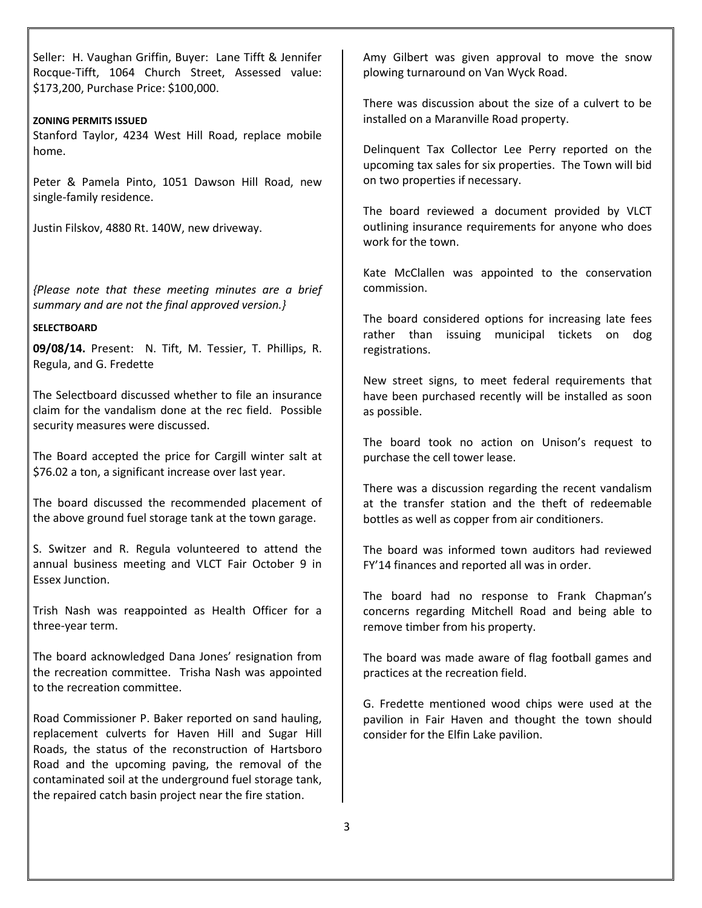Seller: H. Vaughan Griffin, Buyer: Lane Tifft & Jennifer Rocque-Tifft, 1064 Church Street, Assessed value: $173,200, Purchase Price: $100,000.

**ZONING PERMITS ISSUED**

Stanford Taylor, 4234 West Hill Road, replace mobile home.

Peter & Pamela Pinto, 1051 Dawson Hill Road, new single-family residence.

Justin Filskov, 4880 Rt. 140W, new driveway.

*{Please note that these meeting minutes are a brief summary and are not the final approved version.}*

**SELECTBOARD**

**09/08/14.** Present: N. Tift, M. Tessier, T. Phillips, R. Regula, and G. Fredette

The Selectboard discussed whether to file an insurance claim for the vandalism done at the rec field. Possible security measures were discussed.

The Board accepted the price for Cargill winter salt at $76.02 a ton, a significant increase over last year.

The board discussed the recommended placement of the above ground fuel storage tank at the town garage.

S. Switzer and R. Regula volunteered to attend the annual business meeting and VLCT Fair October 9 in Essex Junction.

Trish Nash was reappointed as Health Officer for a three-year term.

The board acknowledged Dana Jones' resignation from the recreation committee. Trisha Nash was appointed to the recreation committee.

Road Commissioner P. Baker reported on sand hauling, replacement culverts for Haven Hill and Sugar Hill Roads, the status of the reconstruction of Hartsboro Road and the upcoming paving, the removal of the contaminated soil at the underground fuel storage tank, the repaired catch basin project near the fire station.

Amy Gilbert was given approval to move the snow plowing turnaround on Van Wyck Road.

There was discussion about the size of a culvert to be installed on a Maranville Road property.

Delinquent Tax Collector Lee Perry reported on the upcoming tax sales for six properties. The Town will bid on two properties if necessary.

The board reviewed a document provided by VLCT outlining insurance requirements for anyone who does work for the town.

Kate McClallen was appointed to the conservation commission.

The board considered options for increasing late fees rather than issuing municipal tickets on dog registrations.

New street signs, to meet federal requirements that have been purchased recently will be installed as soon as possible.

The board took no action on Unison's request to purchase the cell tower lease.

There was a discussion regarding the recent vandalism at the transfer station and the theft of redeemable bottles as well as copper from air conditioners.

The board was informed town auditors had reviewed FY'14 finances and reported all was in order.

The board had no response to Frank Chapman's concerns regarding Mitchell Road and being able to remove timber from his property.

The board was made aware of flag football games and practices at the recreation field.

G. Fredette mentioned wood chips were used at the pavilion in Fair Haven and thought the town should consider for the Elfin Lake pavilion.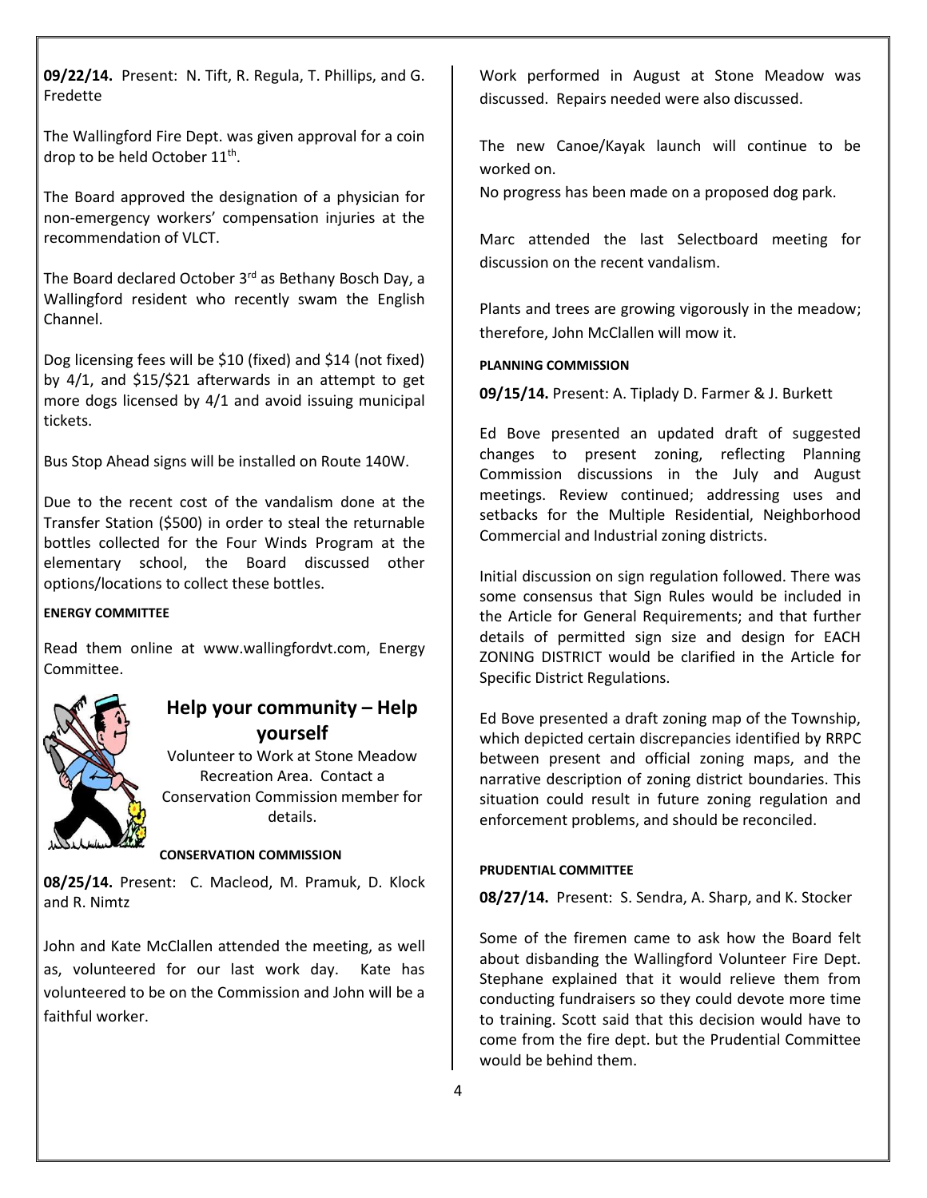**09/22/14.** Present: N. Tift, R. Regula, T. Phillips, and G. Fredette

The Wallingford Fire Dept. was given approval for a coin drop to be held October 11th.

The Board approved the designation of a physician for non-emergency workers' compensation injuries at the recommendation of VLCT.

The Board declared October 3rd as Bethany Bosch Day, a Wallingford resident who recently swam the English Channel.

Dog licensing fees will be $10 (fixed) and $14 (not fixed) by 4/1, and $15/$21 afterwards in an attempt to get more dogs licensed by 4/1 and avoid issuing municipal tickets.

Bus Stop Ahead signs will be installed on Route 140W.

Due to the recent cost of the vandalism done at the Transfer Station ($500) in order to steal the returnable bottles collected for the Four Winds Program at the elementary school, the Board discussed other options/locations to collect these bottles.

#### ENERGY COMMITTEE

Read them online at www.wallingfordvt.com, Energy Committee.

## Help your community – Help yourself

Volunteer to Work at Stone Meadow Recreation Area. Contact a Conservation Commission member for details.

#### CONSERVATION COMMISSION

**08/25/14.** Present: C. Macleod, M. Pramuk, D. Klock and R. Nimtz

John and Kate McClallen attended the meeting, as well as, volunteered for our last work day. Kate has volunteered to be on the Commission and John will be a faithful worker.

Work performed in August at Stone Meadow was discussed. Repairs needed were also discussed.

The new Canoe/Kayak launch will continue to be worked on.

No progress has been made on a proposed dog park.

Marc attended the last Selectboard meeting for discussion on the recent vandalism.

Plants and trees are growing vigorously in the meadow; therefore, John McClallen will mow it.

#### PLANNING COMMISSION

**09/15/14.** Present: A. Tiplady D. Farmer & J. Burkett

Ed Bove presented an updated draft of suggested changes to present zoning, reflecting Planning Commission discussions in the July and August meetings. Review continued; addressing uses and setbacks for the Multiple Residential, Neighborhood Commercial and Industrial zoning districts.

Initial discussion on sign regulation followed. There was some consensus that Sign Rules would be included in the Article for General Requirements; and that further details of permitted sign size and design for EACH ZONING DISTRICT would be clarified in the Article for Specific District Regulations.

Ed Bove presented a draft zoning map of the Township, which depicted certain discrepancies identified by RRPC between present and official zoning maps, and the narrative description of zoning district boundaries. This situation could result in future zoning regulation and enforcement problems, and should be reconciled.

#### PRUDENTIAL COMMITTEE

**08/27/14.** Present: S. Sendra, A. Sharp, and K. Stocker

Some of the firemen came to ask how the Board felt about disbanding the Wallingford Volunteer Fire Dept. Stephane explained that it would relieve them from conducting fundraisers so they could devote more time to training. Scott said that this decision would have to come from the fire dept. but the Prudential Committee would be behind them.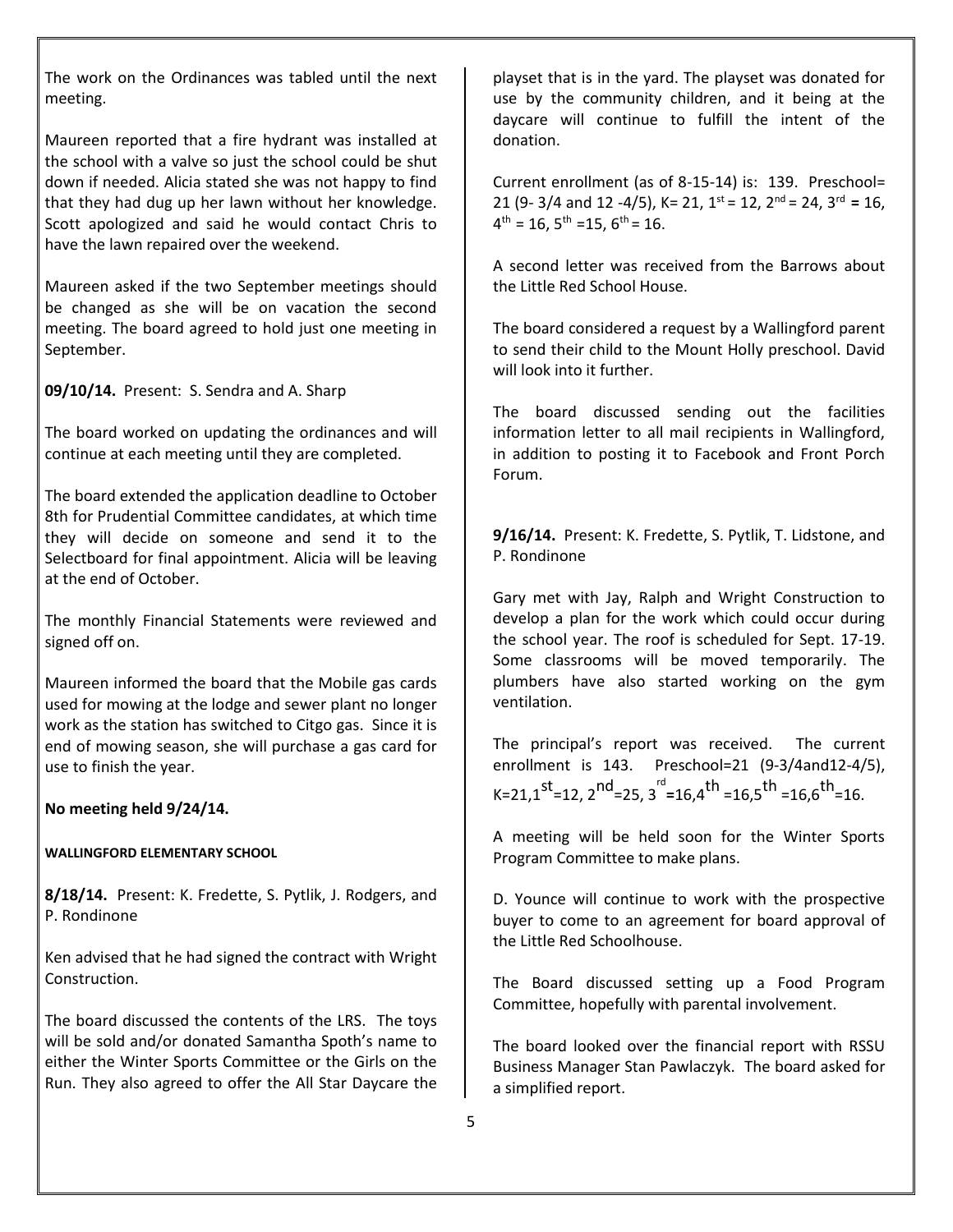The work on the Ordinances was tabled until the next meeting.

Maureen reported that a fire hydrant was installed at the school with a valve so just the school could be shut down if needed. Alicia stated she was not happy to find that they had dug up her lawn without her knowledge. Scott apologized and said he would contact Chris to have the lawn repaired over the weekend.

Maureen asked if the two September meetings should be changed as she will be on vacation the second meeting. The board agreed to hold just one meeting in September.

**09/10/14.** Present: S. Sendra and A. Sharp

The board worked on updating the ordinances and will continue at each meeting until they are completed.

The board extended the application deadline to October 8th for Prudential Committee candidates, at which time they will decide on someone and send it to the Selectboard for final appointment. Alicia will be leaving at the end of October.

The monthly Financial Statements were reviewed and signed off on.

Maureen informed the board that the Mobile gas cards used for mowing at the lodge and sewer plant no longer work as the station has switched to Citgo gas. Since it is end of mowing season, she will purchase a gas card for use to finish the year.

**No meeting held 9/24/14.**

**WALLINGFORD ELEMENTARY SCHOOL**

**8/18/14.** Present: K. Fredette, S. Pytlik, J. Rodgers, and P. Rondinone

Ken advised that he had signed the contract with Wright Construction.

The board discussed the contents of the LRS. The toys will be sold and/or donated Samantha Spoth's name to either the Winter Sports Committee or the Girls on the Run. They also agreed to offer the All Star Daycare the playset that is in the yard. The playset was donated for use by the community children, and it being at the daycare will continue to fulfill the intent of the donation.

Current enrollment (as of 8-15-14) is: 139. Preschool= 21 (9- 3/4 and 12 -4/5), K= 21, 1st = 12, 2nd = 24, 3rd = 16, 4th = 16, 5th =15, 6th = 16.

A second letter was received from the Barrows about the Little Red School House.

The board considered a request by a Wallingford parent to send their child to the Mount Holly preschool. David will look into it further.

The board discussed sending out the facilities information letter to all mail recipients in Wallingford, in addition to posting it to Facebook and Front Porch Forum.

**9/16/14.** Present: K. Fredette, S. Pytlik, T. Lidstone, and P. Rondinone

Gary met with Jay, Ralph and Wright Construction to develop a plan for the work which could occur during the school year. The roof is scheduled for Sept. 17-19. Some classrooms will be moved temporarily. The plumbers have also started working on the gym ventilation.

The principal's report was received. The current enrollment is 143. Preschool=21 (9-3/4and12-4/5), K=21,1st=12, 2nd=25, 3rd=16,4th =16,5th =16,6th=16.

A meeting will be held soon for the Winter Sports Program Committee to make plans.

D. Younce will continue to work with the prospective buyer to come to an agreement for board approval of the Little Red Schoolhouse.

The Board discussed setting up a Food Program Committee, hopefully with parental involvement.

The board looked over the financial report with RSSU Business Manager Stan Pawlaczyk. The board asked for a simplified report.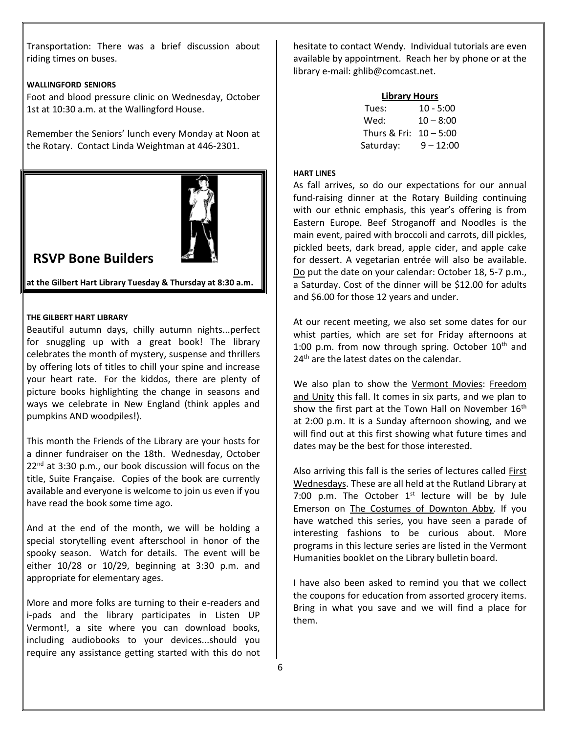Transportation: There was a brief discussion about riding times on buses.

#### WALLINGFORD SENIORS

Foot and blood pressure clinic on Wednesday, October 1st at 10:30 a.m. at the Wallingford House.

Remember the Seniors' lunch every Monday at Noon at the Rotary. Contact Linda Weightman at 446-2301.

## RSVP Bone Builders

**at the Gilbert Hart Library Tuesday & Thursday at 8:30 a.m.**

#### THE GILBERT HART LIBRARY

Beautiful autumn days, chilly autumn nights...perfect for snuggling up with a great book! The library celebrates the month of mystery, suspense and thrillers by offering lots of titles to chill your spine and increase your heart rate. For the kiddos, there are plenty of picture books highlighting the change in seasons and ways we celebrate in New England (think apples and pumpkins AND woodpiles!).

This month the Friends of the Library are your hosts for a dinner fundraiser on the 18th. Wednesday, October 22nd at 3:30 p.m., our book discussion will focus on the title, Suite Française. Copies of the book are currently available and everyone is welcome to join us even if you have read the book some time ago.

And at the end of the month, we will be holding a special storytelling event afterschool in honor of the spooky season. Watch for details. The event will be either 10/28 or 10/29, beginning at 3:30 p.m. and appropriate for elementary ages.

More and more folks are turning to their e-readers and i-pads and the library participates in Listen UP Vermont!, a site where you can download books, including audiobooks to your devices...should you require any assistance getting started with this do not hesitate to contact Wendy. Individual tutorials are even available by appointment. Reach her by phone or at the library e-mail: ghlib@comcast.net.

**Library Hours**

| | |
|---|---|
| Tues: | 10 - 5:00 |
| Wed: | 10 – 8:00 |
| Thurs & Fri: | 10 – 5:00 |
| Saturday: | 9 – 12:00 |

#### HART LINES

As fall arrives, so do our expectations for our annual fund-raising dinner at the Rotary Building continuing with our ethnic emphasis, this year's offering is from Eastern Europe. Beef Stroganoff and Noodles is the main event, paired with broccoli and carrots, dill pickles, pickled beets, dark bread, apple cider, and apple cake for dessert. A vegetarian entrée will also be available. Do put the date on your calendar: October 18, 5-7 p.m., a Saturday. Cost of the dinner will be $12.00 for adults and $6.00 for those 12 years and under.

At our recent meeting, we also set some dates for our whist parties, which are set for Friday afternoons at 1:00 p.m. from now through spring. October 10th and 24th are the latest dates on the calendar.

We also plan to show the Vermont Movies: Freedom and Unity this fall. It comes in six parts, and we plan to show the first part at the Town Hall on November 16th at 2:00 p.m. It is a Sunday afternoon showing, and we will find out at this first showing what future times and dates may be the best for those interested.

Also arriving this fall is the series of lectures called First Wednesdays. These are all held at the Rutland Library at 7:00 p.m. The October 1st lecture will be by Jule Emerson on The Costumes of Downton Abby. If you have watched this series, you have seen a parade of interesting fashions to be curious about. More programs in this lecture series are listed in the Vermont Humanities booklet on the Library bulletin board.

I have also been asked to remind you that we collect the coupons for education from assorted grocery items. Bring in what you save and we will find a place for them.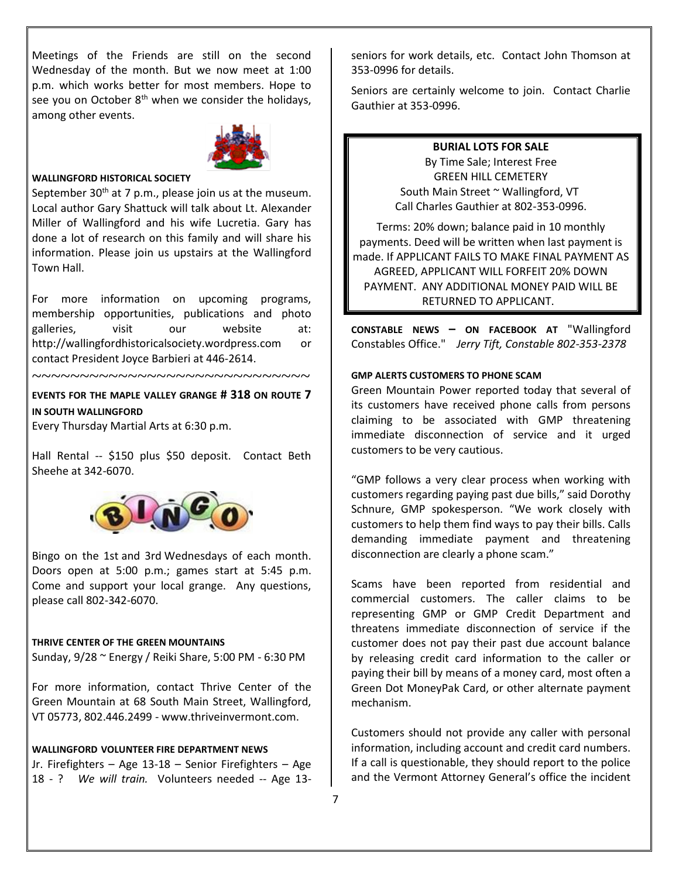Meetings of the Friends are still on the second Wednesday of the month. But we now meet at 1:00 p.m. which works better for most members. Hope to see you on October 8th when we consider the holidays, among other events.

**WALLINGFORD HISTORICAL SOCIETY**

September 30th at 7 p.m., please join us at the museum. Local author Gary Shattuck will talk about Lt. Alexander Miller of Wallingford and his wife Lucretia. Gary has done a lot of research on this family and will share his information. Please join us upstairs at the Wallingford Town Hall.

For more information on upcoming programs, membership opportunities, publications and photo galleries, visit our website at: http://wallingfordhistoricalsociety.wordpress.com or contact President Joyce Barbieri at 446-2614.

~~~~~~~~~~~~~~~~~~~~~~~~~~~~~~~

**EVENTS FOR THE MAPLE VALLEY GRANGE # 318 ON ROUTE 7 IN SOUTH WALLINGFORD**

Every Thursday Martial Arts at 6:30 p.m.

Hall Rental -- $150 plus $50 deposit. Contact Beth Sheehe at 342-6070.

Bingo on the 1st and 3rd Wednesdays of each month. Doors open at 5:00 p.m.; games start at 5:45 p.m. Come and support your local grange. Any questions, please call 802-342-6070.

**THRIVE CENTER OF THE GREEN MOUNTAINS**

Sunday, 9/28 ~ Energy / Reiki Share, 5:00 PM - 6:30 PM

For more information, contact Thrive Center of the Green Mountain at 68 South Main Street, Wallingford, VT 05773, 802.446.2499 - www.thriveinvermont.com.

**WALLINGFORD VOLUNTEER FIRE DEPARTMENT NEWS**

Jr. Firefighters – Age 13-18 – Senior Firefighters – Age 18 - ? *We will train.* Volunteers needed -- Age 13-seniors for work details, etc. Contact John Thomson at 353-0996 for details.

Seniors are certainly welcome to join. Contact Charlie Gauthier at 353-0996.

**BURIAL LOTS FOR SALE**

By Time Sale; Interest Free
GREEN HILL CEMETERY
South Main Street ~ Wallingford, VT
Call Charles Gauthier at 802-353-0996.

Terms: 20% down; balance paid in 10 monthly payments. Deed will be written when last payment is made. If APPLICANT FAILS TO MAKE FINAL PAYMENT AS AGREED, APPLICANT WILL FORFEIT 20% DOWN PAYMENT. ANY ADDITIONAL MONEY PAID WILL BE RETURNED TO APPLICANT.

**CONSTABLE NEWS – ON FACEBOOK AT** "Wallingford Constables Office." *Jerry Tift, Constable 802-353-2378*

**GMP ALERTS CUSTOMERS TO PHONE SCAM**

Green Mountain Power reported today that several of its customers have received phone calls from persons claiming to be associated with GMP threatening immediate disconnection of service and it urged customers to be very cautious.

"GMP follows a very clear process when working with customers regarding paying past due bills," said Dorothy Schnure, GMP spokesperson. "We work closely with customers to help them find ways to pay their bills. Calls demanding immediate payment and threatening disconnection are clearly a phone scam."

Scams have been reported from residential and commercial customers. The caller claims to be representing GMP or GMP Credit Department and threatens immediate disconnection of service if the customer does not pay their past due account balance by releasing credit card information to the caller or paying their bill by means of a money card, most often a Green Dot MoneyPak Card, or other alternate payment mechanism.

Customers should not provide any caller with personal information, including account and credit card numbers. If a call is questionable, they should report to the police and the Vermont Attorney General's office the incident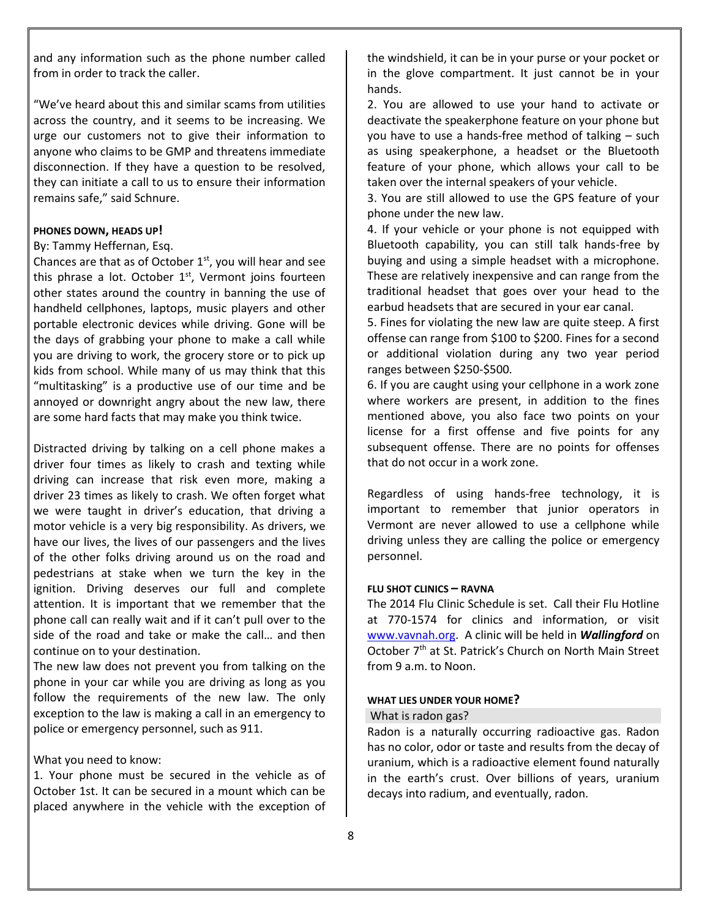and any information such as the phone number called from in order to track the caller.

“We’ve heard about this and similar scams from utilities across the country, and it seems to be increasing. We urge our customers not to give their information to anyone who claims to be GMP and threatens immediate disconnection. If they have a question to be resolved, they can initiate a call to us to ensure their information remains safe,” said Schnure.

#### PHONES DOWN, HEADS UP!

By: Tammy Heffernan, Esq.

Chances are that as of October 1st, you will hear and see this phrase a lot. October 1st, Vermont joins fourteen other states around the country in banning the use of handheld cellphones, laptops, music players and other portable electronic devices while driving. Gone will be the days of grabbing your phone to make a call while you are driving to work, the grocery store or to pick up kids from school. While many of us may think that this “multitasking” is a productive use of our time and be annoyed or downright angry about the new law, there are some hard facts that may make you think twice.

Distracted driving by talking on a cell phone makes a driver four times as likely to crash and texting while driving can increase that risk even more, making a driver 23 times as likely to crash. We often forget what we were taught in driver’s education, that driving a motor vehicle is a very big responsibility. As drivers, we have our lives, the lives of our passengers and the lives of the other folks driving around us on the road and pedestrians at stake when we turn the key in the ignition. Driving deserves our full and complete attention. It is important that we remember that the phone call can really wait and if it can’t pull over to the side of the road and take or make the call… and then continue on to your destination.

The new law does not prevent you from talking on the phone in your car while you are driving as long as you follow the requirements of the new law. The only exception to the law is making a call in an emergency to police or emergency personnel, such as 911.

What you need to know:

1. Your phone must be secured in the vehicle as of October 1st. It can be secured in a mount which can be placed anywhere in the vehicle with the exception of the windshield, it can be in your purse or your pocket or in the glove compartment. It just cannot be in your hands.
2. You are allowed to use your hand to activate or deactivate the speakerphone feature on your phone but you have to use a hands-free method of talking – such as using speakerphone, a headset or the Bluetooth feature of your phone, which allows your call to be taken over the internal speakers of your vehicle.
3. You are still allowed to use the GPS feature of your phone under the new law.
4. If your vehicle or your phone is not equipped with Bluetooth capability, you can still talk hands-free by buying and using a simple headset with a microphone. These are relatively inexpensive and can range from the traditional headset that goes over your head to the earbud headsets that are secured in your ear canal.
5. Fines for violating the new law are quite steep. A first offense can range from $100 to $200. Fines for a second or additional violation during any two year period ranges between $250-$500.
6. If you are caught using your cellphone in a work zone where workers are present, in addition to the fines mentioned above, you also face two points on your license for a first offense and five points for any subsequent offense. There are no points for offenses that do not occur in a work zone.

Regardless of using hands-free technology, it is important to remember that junior operators in Vermont are never allowed to use a cellphone while driving unless they are calling the police or emergency personnel.

#### FLU SHOT CLINICS – RAVNA

The 2014 Flu Clinic Schedule is set. Call their Flu Hotline at 770-1574 for clinics and information, or visit www.vavnah.org. A clinic will be held in ***Wallingford*** on October 7th at St. Patrick’s Church on North Main Street from 9 a.m. to Noon.

#### WHAT LIES UNDER YOUR HOME?

What is radon gas?

Radon is a naturally occurring radioactive gas. Radon has no color, odor or taste and results from the decay of uranium, which is a radioactive element found naturally in the earth’s crust. Over billions of years, uranium decays into radium, and eventually, radon.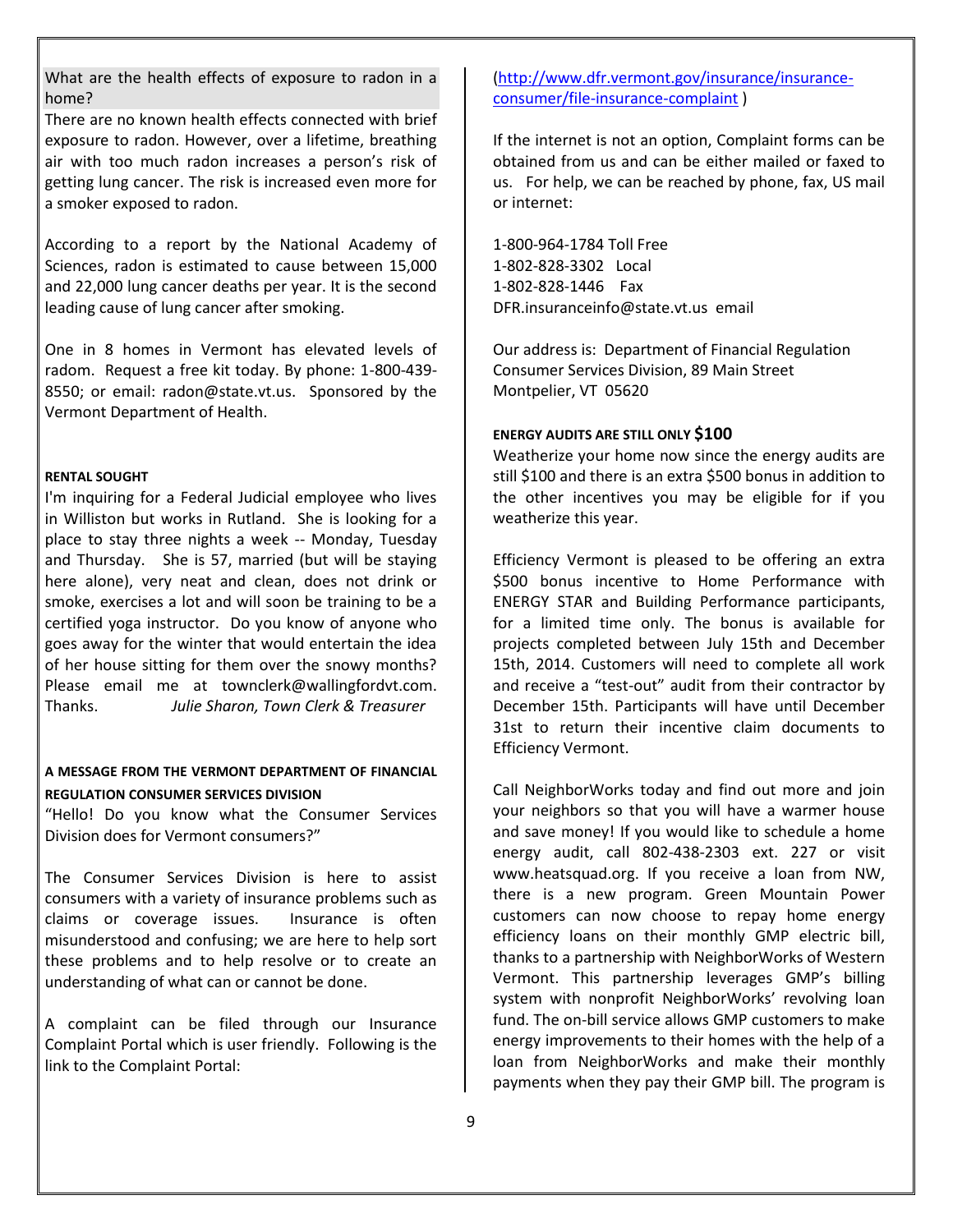What are the health effects of exposure to radon in a home?

There are no known health effects connected with brief exposure to radon. However, over a lifetime, breathing air with too much radon increases a person's risk of getting lung cancer. The risk is increased even more for a smoker exposed to radon.

According to a report by the National Academy of Sciences, radon is estimated to cause between 15,000 and 22,000 lung cancer deaths per year. It is the second leading cause of lung cancer after smoking.

One in 8 homes in Vermont has elevated levels of radom. Request a free kit today. By phone: 1-800-439-8550; or email: radon@state.vt.us. Sponsored by the Vermont Department of Health.

**RENTAL SOUGHT**

I'm inquiring for a Federal Judicial employee who lives in Williston but works in Rutland. She is looking for a place to stay three nights a week -- Monday, Tuesday and Thursday. She is 57, married (but will be staying here alone), very neat and clean, does not drink or smoke, exercises a lot and will soon be training to be a certified yoga instructor. Do you know of anyone who goes away for the winter that would entertain the idea of her house sitting for them over the snowy months? Please email me at townclerk@wallingfordvt.com. Thanks. *Julie Sharon, Town Clerk & Treasurer*

**A MESSAGE FROM THE VERMONT DEPARTMENT OF FINANCIAL REGULATION CONSUMER SERVICES DIVISION**

"Hello! Do you know what the Consumer Services Division does for Vermont consumers?"

The Consumer Services Division is here to assist consumers with a variety of insurance problems such as claims or coverage issues. Insurance is often misunderstood and confusing; we are here to help sort these problems and to help resolve or to create an understanding of what can or cannot be done.

A complaint can be filed through our Insurance Complaint Portal which is user friendly. Following is the link to the Complaint Portal:

(http://www.dfr.vermont.gov/insurance/insurance-consumer/file-insurance-complaint )

If the internet is not an option, Complaint forms can be obtained from us and can be either mailed or faxed to us. For help, we can be reached by phone, fax, US mail or internet:

1-800-964-1784 Toll Free  
1-802-828-3302 Local  
1-802-828-1446 Fax  
DFR.insuranceinfo@state.vt.us email

Our address is: Department of Financial Regulation  
Consumer Services Division, 89 Main Street  
Montpelier, VT 05620

**ENERGY AUDITS ARE STILL ONLY $100**

Weatherize your home now since the energy audits are still $100 and there is an extra $500 bonus in addition to the other incentives you may be eligible for if you weatherize this year.

Efficiency Vermont is pleased to be offering an extra $500 bonus incentive to Home Performance with ENERGY STAR and Building Performance participants, for a limited time only. The bonus is available for projects completed between July 15th and December 15th, 2014. Customers will need to complete all work and receive a "test-out" audit from their contractor by December 15th. Participants will have until December 31st to return their incentive claim documents to Efficiency Vermont.

Call NeighborWorks today and find out more and join your neighbors so that you will have a warmer house and save money! If you would like to schedule a home energy audit, call 802-438-2303 ext. 227 or visit www.heatsquad.org. If you receive a loan from NW, there is a new program. Green Mountain Power customers can now choose to repay home energy efficiency loans on their monthly GMP electric bill, thanks to a partnership with NeighborWorks of Western Vermont. This partnership leverages GMP's billing system with nonprofit NeighborWorks' revolving loan fund. The on-bill service allows GMP customers to make energy improvements to their homes with the help of a loan from NeighborWorks and make their monthly payments when they pay their GMP bill. The program is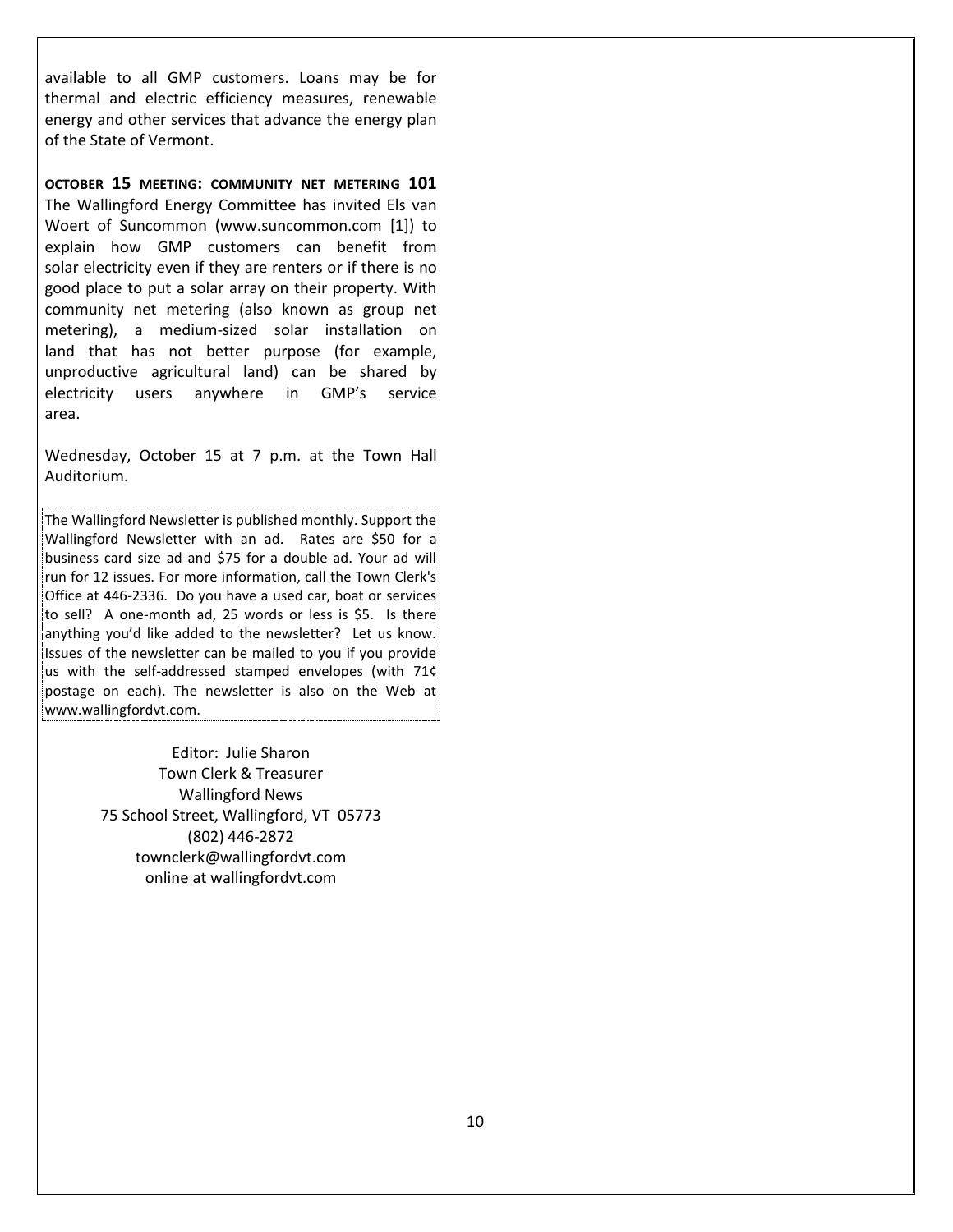available to all GMP customers. Loans may be for thermal and electric efficiency measures, renewable energy and other services that advance the energy plan of the State of Vermont.

**OCTOBER 15 MEETING: COMMUNITY NET METERING 101**

The Wallingford Energy Committee has invited Els van Woert of Suncommon (www.suncommon.com [1]) to explain how GMP customers can benefit from solar electricity even if they are renters or if there is no good place to put a solar array on their property. With community net metering (also known as group net metering), a medium-sized solar installation on land that has not better purpose (for example, unproductive agricultural land) can be shared by electricity users anywhere in GMP's service area.

Wednesday, October 15 at 7 p.m. at the Town Hall Auditorium.

The Wallingford Newsletter is published monthly. Support the Wallingford Newsletter with an ad. Rates are $50 for a business card size ad and $75 for a double ad. Your ad will run for 12 issues. For more information, call the Town Clerk's Office at 446-2336. Do you have a used car, boat or services to sell? A one-month ad, 25 words or less is $5. Is there anything you'd like added to the newsletter? Let us know. Issues of the newsletter can be mailed to you if you provide us with the self-addressed stamped envelopes (with 71¢ postage on each). The newsletter is also on the Web at www.wallingfordvt.com.

Editor: Julie Sharon
Town Clerk & Treasurer
Wallingford News
75 School Street, Wallingford, VT 05773
(802) 446-2872
townclerk@wallingfordvt.com
online at wallingfordvt.com